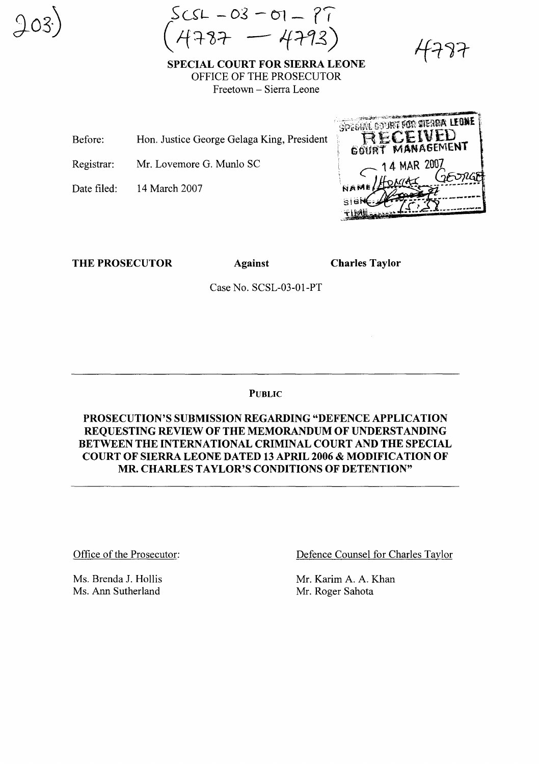203)

SCSL – 03 – 01 – PT
(4787 — 4793)

4787

**SPECIAL COURT FOR SIERRA LEONE**
OFFICE OF THE PROSECUTOR
Freetown – Sierra Leone

Before: Hon. Justice George Gelaga King, President

Registrar: Mr. Lovemore G. Munlo SC

Date filed: 14 March 2007

SPECIAL COURT FOR SIERRA LEONE
RECEIVED
COURT MANAGEMENT
14 MAR 2007
NAME THOMAS GEORGE
SIGN
TIME 15:59

**THE PROSECUTOR** **Against** **Charles Taylor**

Case No. SCSL-03-01-PT

**PUBLIC**

**PROSECUTION'S SUBMISSION REGARDING "DEFENCE APPLICATION REQUESTING REVIEW OF THE MEMORANDUM OF UNDERSTANDING BETWEEN THE INTERNATIONAL CRIMINAL COURT AND THE SPECIAL COURT OF SIERRA LEONE DATED 13 APRIL 2006 & MODIFICATION OF MR. CHARLES TAYLOR'S CONDITIONS OF DETENTION"**

Office of the Prosecutor:

Ms. Brenda J. Hollis
Ms. Ann Sutherland

Defence Counsel for Charles Taylor

Mr. Karim A. A. Khan
Mr. Roger Sahota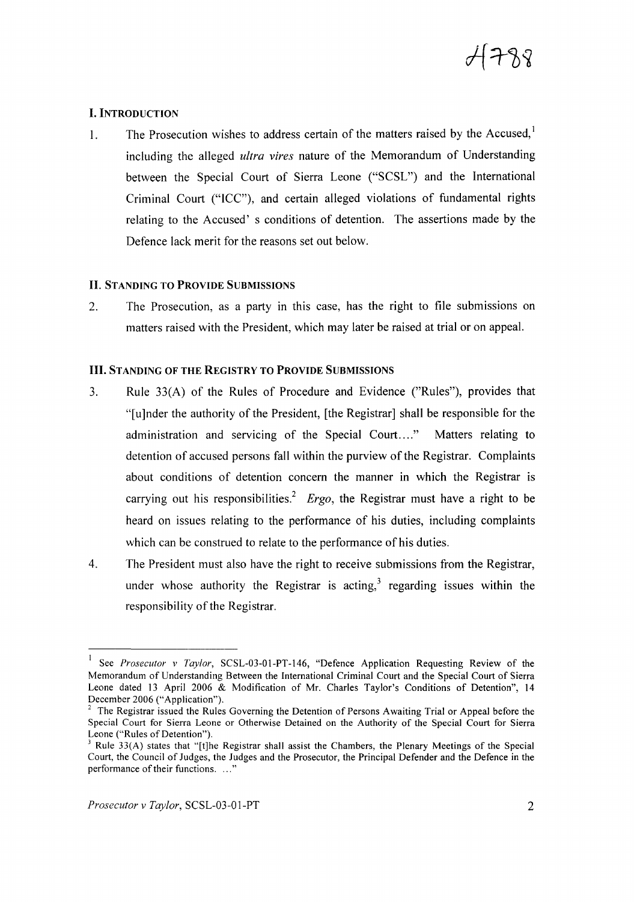## I. INTRODUCTION

1. The Prosecution wishes to address certain of the matters raised by the Accused,[1] including the alleged *ultra vires* nature of the Memorandum of Understanding between the Special Court of Sierra Leone ("SCSL") and the International Criminal Court ("ICC"), and certain alleged violations of fundamental rights relating to the Accused' s conditions of detention. The assertions made by the Defence lack merit for the reasons set out below.

## II. STANDING TO PROVIDE SUBMISSIONS

2. The Prosecution, as a party in this case, has the right to file submissions on matters raised with the President, which may later be raised at trial or on appeal.

## III. STANDING OF THE REGISTRY TO PROVIDE SUBMISSIONS

3. Rule 33(A) of the Rules of Procedure and Evidence ("Rules"), provides that "[u]nder the authority of the President, [the Registrar] shall be responsible for the administration and servicing of the Special Court…." Matters relating to detention of accused persons fall within the purview of the Registrar. Complaints about conditions of detention concern the manner in which the Registrar is carrying out his responsibilities.[2] *Ergo*, the Registrar must have a right to be heard on issues relating to the performance of his duties, including complaints which can be construed to relate to the performance of his duties.

4. The President must also have the right to receive submissions from the Registrar, under whose authority the Registrar is acting,[3] regarding issues within the responsibility of the Registrar.

---

[1] See *Prosecutor v Taylor*, SCSL-03-01-PT-146, "Defence Application Requesting Review of the Memorandum of Understanding Between the International Criminal Court and the Special Court of Sierra Leone dated 13 April 2006 & Modification of Mr. Charles Taylor's Conditions of Detention", 14 December 2006 ("Application").

[2] The Registrar issued the Rules Governing the Detention of Persons Awaiting Trial or Appeal before the Special Court for Sierra Leone or Otherwise Detained on the Authority of the Special Court for Sierra Leone ("Rules of Detention").

[3] Rule 33(A) states that "[t]he Registrar shall assist the Chambers, the Plenary Meetings of the Special Court, the Council of Judges, the Judges and the Prosecutor, the Principal Defender and the Defence in the performance of their functions. …"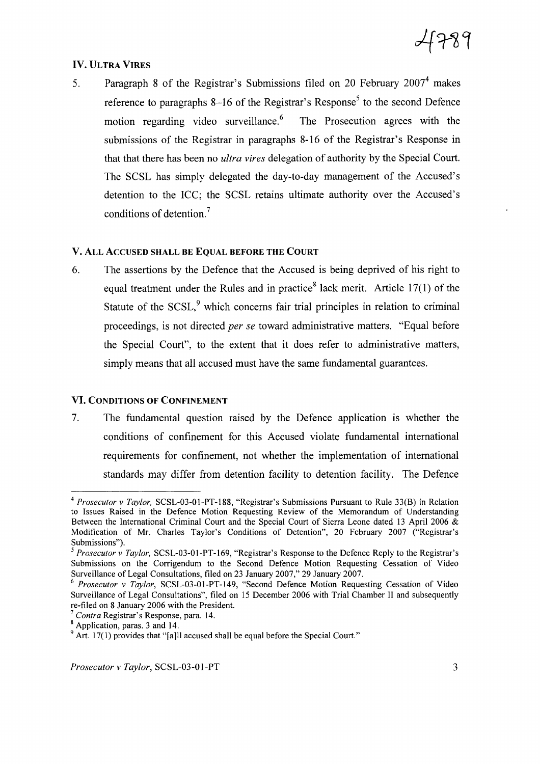## IV. Ultra Vires

5. Paragraph 8 of the Registrar's Submissions filed on 20 February 2007[4] makes reference to paragraphs 8–16 of the Registrar's Response[5] to the second Defence motion regarding video surveillance.[6] The Prosecution agrees with the submissions of the Registrar in paragraphs 8-16 of the Registrar's Response in that that there has been no *ultra vires* delegation of authority by the Special Court. The SCSL has simply delegated the day-to-day management of the Accused's detention to the ICC; the SCSL retains ultimate authority over the Accused's conditions of detention.[7]

## V. All Accused Shall Be Equal Before the Court

6. The assertions by the Defence that the Accused is being deprived of his right to equal treatment under the Rules and in practice[8] lack merit. Article 17(1) of the Statute of the SCSL,[9] which concerns fair trial principles in relation to criminal proceedings, is not directed *per se* toward administrative matters. "Equal before the Special Court", to the extent that it does refer to administrative matters, simply means that all accused must have the same fundamental guarantees.

## VI. Conditions of Confinement

7. The fundamental question raised by the Defence application is whether the conditions of confinement for this Accused violate fundamental international requirements for confinement, not whether the implementation of international standards may differ from detention facility to detention facility. The Defence

---

[4] *Prosecutor v Taylor*, SCSL-03-01-PT-188, "Registrar's Submissions Pursuant to Rule 33(B) in Relation to Issues Raised in the Defence Motion Requesting Review of the Memorandum of Understanding Between the International Criminal Court and the Special Court of Sierra Leone dated 13 April 2006 & Modification of Mr. Charles Taylor's Conditions of Detention", 20 February 2007 ("Registrar's Submissions").

[5] *Prosecutor v Taylor*, SCSL-03-01-PT-169, "Registrar's Response to the Defence Reply to the Registrar's Submissions on the Corrigendum to the Second Defence Motion Requesting Cessation of Video Surveillance of Legal Consultations, filed on 23 January 2007," 29 January 2007.

[6] *Prosecutor v Taylor*, SCSL-03-01-PT-149, "Second Defence Motion Requesting Cessation of Video Surveillance of Legal Consultations", filed on 15 December 2006 with Trial Chamber II and subsequently re-filed on 8 January 2006 with the President.

[7] *Contra* Registrar's Response, para. 14.

[8] Application, paras. 3 and 14.

[9] Art. 17(1) provides that "[a]ll accused shall be equal before the Special Court."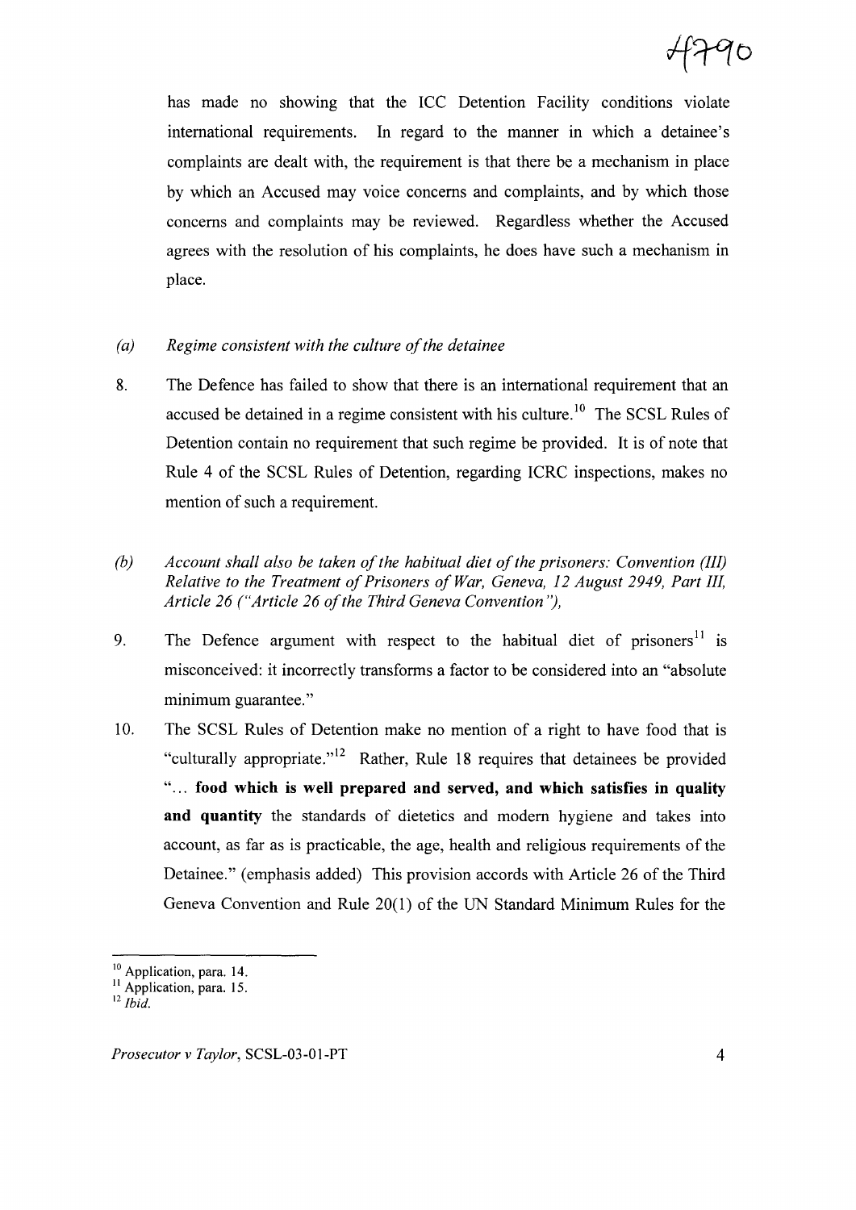has made no showing that the ICC Detention Facility conditions violate international requirements. In regard to the manner in which a detainee's complaints are dealt with, the requirement is that there be a mechanism in place by which an Accused may voice concerns and complaints, and by which those concerns and complaints may be reviewed. Regardless whether the Accused agrees with the resolution of his complaints, he does have such a mechanism in place.

*(a) Regime consistent with the culture of the detainee*

8. The Defence has failed to show that there is an international requirement that an accused be detained in a regime consistent with his culture.[10] The SCSL Rules of Detention contain no requirement that such regime be provided. It is of note that Rule 4 of the SCSL Rules of Detention, regarding ICRC inspections, makes no mention of such a requirement.

*(b) Account shall also be taken of the habitual diet of the prisoners: Convention (III) Relative to the Treatment of Prisoners of War, Geneva, 12 August 2949, Part III, Article 26 ("Article 26 of the Third Geneva Convention"),*

9. The Defence argument with respect to the habitual diet of prisoners[11] is misconceived: it incorrectly transforms a factor to be considered into an "absolute minimum guarantee."

10. The SCSL Rules of Detention make no mention of a right to have food that is "culturally appropriate."[12] Rather, Rule 18 requires that detainees be provided "... **food which is well prepared and served, and which satisfies in quality and quantity** the standards of dietetics and modern hygiene and takes into account, as far as is practicable, the age, health and religious requirements of the Detainee." (emphasis added) This provision accords with Article 26 of the Third Geneva Convention and Rule 20(1) of the UN Standard Minimum Rules for the

---

[10] Application, para. 14.
[11] Application, para. 15.
[12] *Ibid.*

*Prosecutor v Taylor*, SCSL-03-01-PT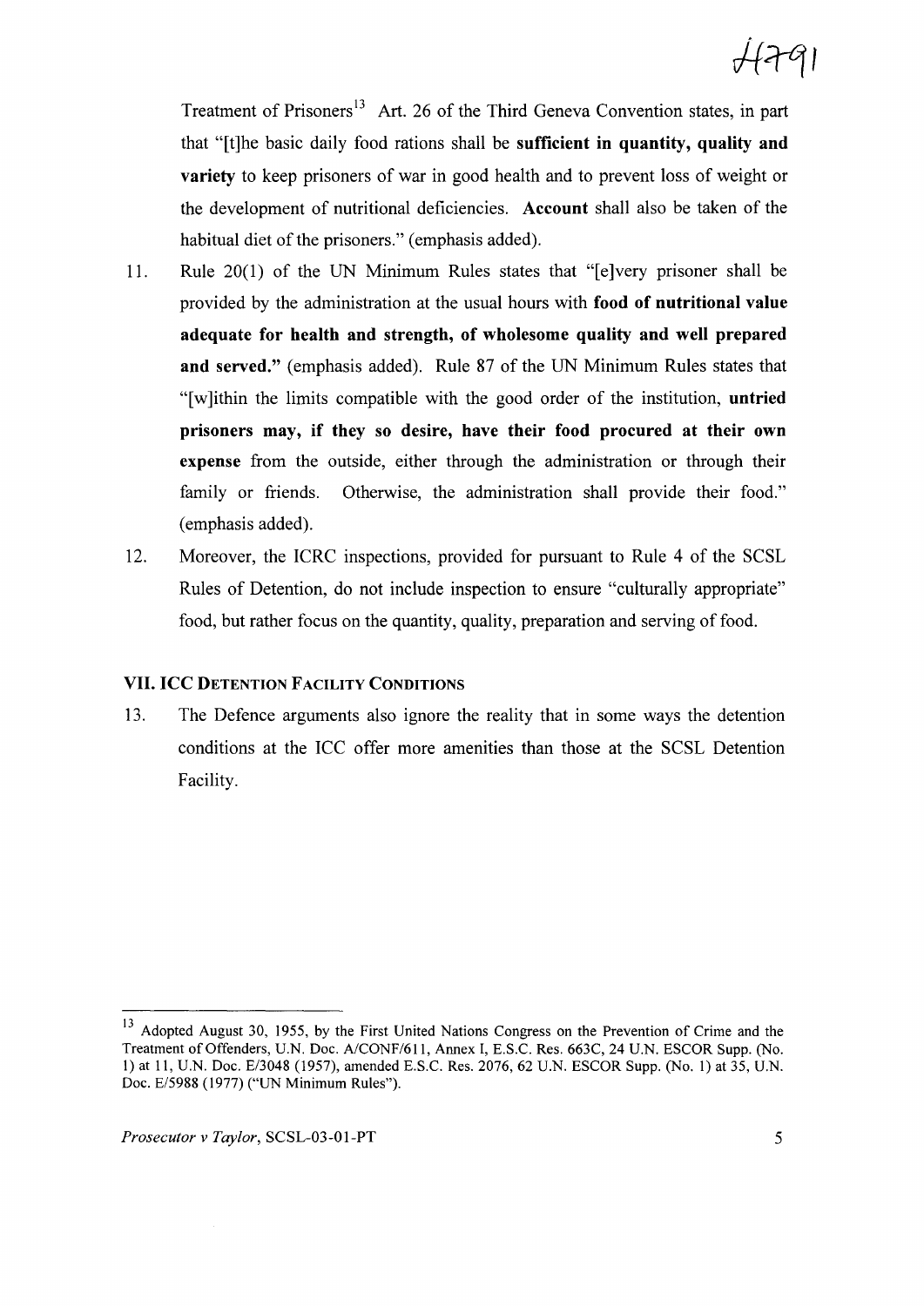Treatment of Prisoners[13] Art. 26 of the Third Geneva Convention states, in part that "[t]he basic daily food rations shall be **sufficient in quantity, quality and variety** to keep prisoners of war in good health and to prevent loss of weight or the development of nutritional deficiencies. **Account** shall also be taken of the habitual diet of the prisoners." (emphasis added).

11. Rule 20(1) of the UN Minimum Rules states that "[e]very prisoner shall be provided by the administration at the usual hours with **food of nutritional value adequate for health and strength, of wholesome quality and well prepared and served.**" (emphasis added). Rule 87 of the UN Minimum Rules states that "[w]ithin the limits compatible with the good order of the institution, **untried prisoners may, if they so desire, have their food procured at their own expense** from the outside, either through the administration or through their family or friends. Otherwise, the administration shall provide their food." (emphasis added).

12. Moreover, the ICRC inspections, provided for pursuant to Rule 4 of the SCSL Rules of Detention, do not include inspection to ensure "culturally appropriate" food, but rather focus on the quantity, quality, preparation and serving of food.

## VII. ICC DETENTION FACILITY CONDITIONS

13. The Defence arguments also ignore the reality that in some ways the detention conditions at the ICC offer more amenities than those at the SCSL Detention Facility.

---

[13] Adopted August 30, 1955, by the First United Nations Congress on the Prevention of Crime and the Treatment of Offenders, U.N. Doc. A/CONF/611, Annex I, E.S.C. Res. 663C, 24 U.N. ESCOR Supp. (No. 1) at 11, U.N. Doc. E/3048 (1957), amended E.S.C. Res. 2076, 62 U.N. ESCOR Supp. (No. 1) at 35, U.N. Doc. E/5988 (1977) ("UN Minimum Rules").

*Prosecutor v Taylor*, SCSL-03-01-PT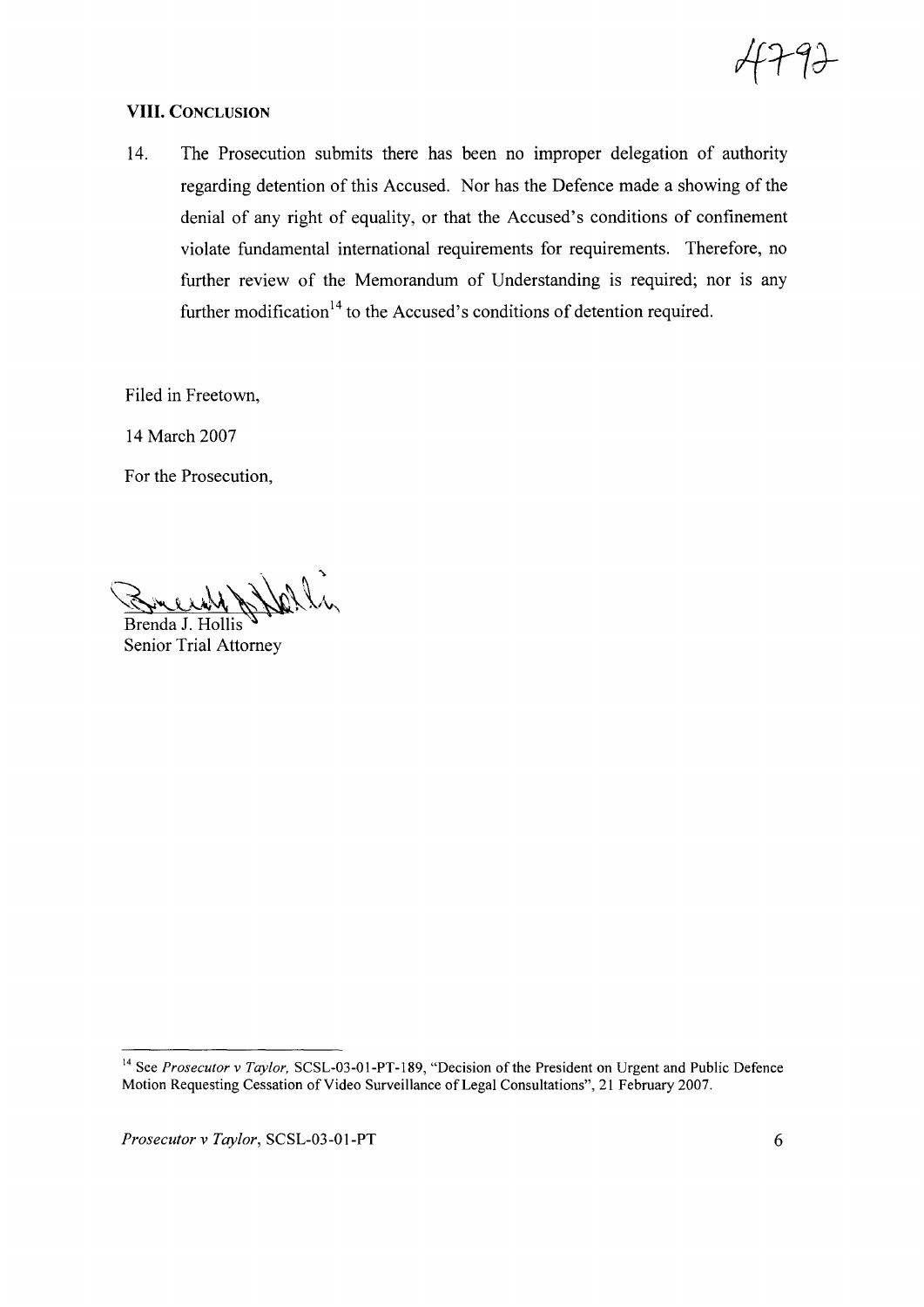## VIII. CONCLUSION

14. The Prosecution submits there has been no improper delegation of authority regarding detention of this Accused. Nor has the Defence made a showing of the denial of any right of equality, or that the Accused's conditions of confinement violate fundamental international requirements for requirements. Therefore, no further review of the Memorandum of Understanding is required; nor is any further modification[14] to the Accused's conditions of detention required.

Filed in Freetown,

14 March 2007

For the Prosecution,

Brenda J. Hollis
Senior Trial Attorney

---

[14] See *Prosecutor v Taylor,* SCSL-03-01-PT-189, "Decision of the President on Urgent and Public Defence Motion Requesting Cessation of Video Surveillance of Legal Consultations", 21 February 2007.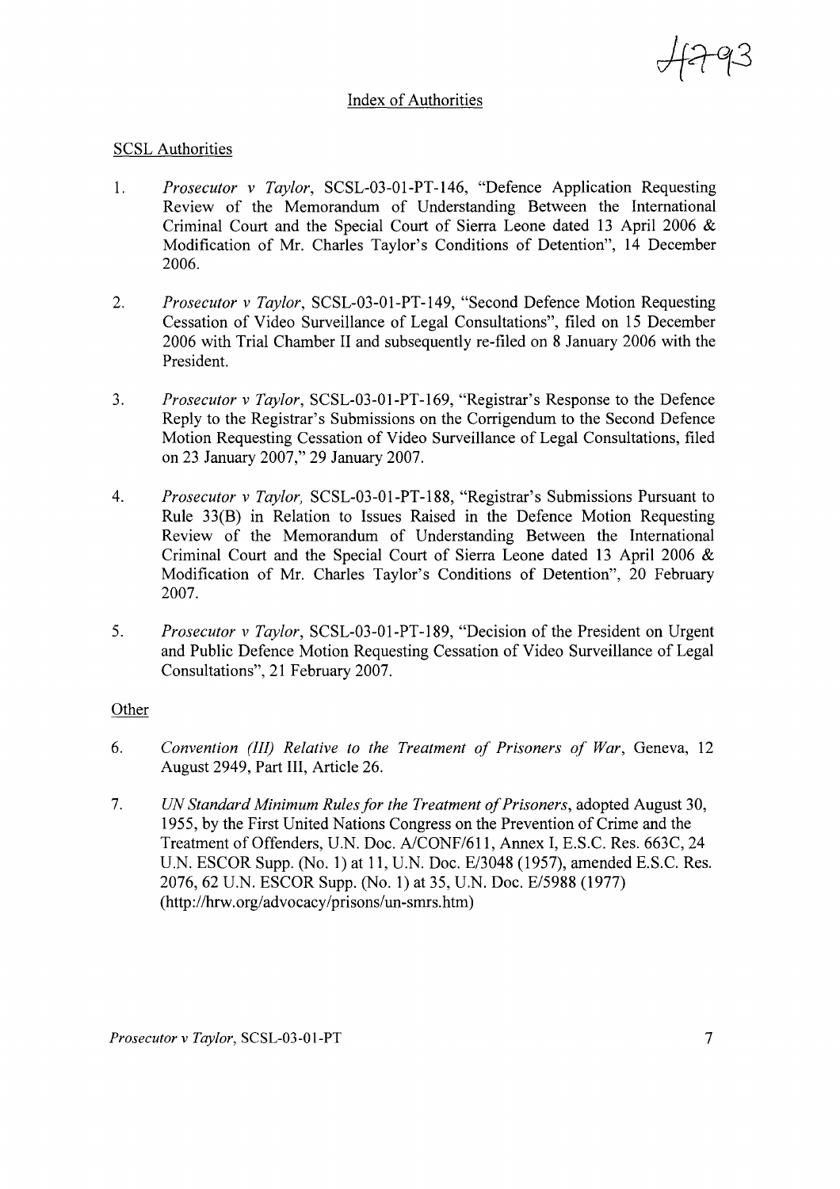## Index of Authorities

### SCSL Authorities

1. *Prosecutor v Taylor*, SCSL-03-01-PT-146, "Defence Application Requesting Review of the Memorandum of Understanding Between the International Criminal Court and the Special Court of Sierra Leone dated 13 April 2006 & Modification of Mr. Charles Taylor's Conditions of Detention", 14 December 2006.

2. *Prosecutor v Taylor*, SCSL-03-01-PT-149, "Second Defence Motion Requesting Cessation of Video Surveillance of Legal Consultations", filed on 15 December 2006 with Trial Chamber II and subsequently re-filed on 8 January 2006 with the President.

3. *Prosecutor v Taylor*, SCSL-03-01-PT-169, "Registrar's Response to the Defence Reply to the Registrar's Submissions on the Corrigendum to the Second Defence Motion Requesting Cessation of Video Surveillance of Legal Consultations, filed on 23 January 2007," 29 January 2007.

4. *Prosecutor v Taylor,* SCSL-03-01-PT-188, "Registrar's Submissions Pursuant to Rule 33(B) in Relation to Issues Raised in the Defence Motion Requesting Review of the Memorandum of Understanding Between the International Criminal Court and the Special Court of Sierra Leone dated 13 April 2006 & Modification of Mr. Charles Taylor's Conditions of Detention", 20 February 2007.

5. *Prosecutor v Taylor*, SCSL-03-01-PT-189, "Decision of the President on Urgent and Public Defence Motion Requesting Cessation of Video Surveillance of Legal Consultations", 21 February 2007.

### Other

6. *Convention (III) Relative to the Treatment of Prisoners of War*, Geneva, 12 August 2949, Part III, Article 26.

7. *UN Standard Minimum Rules for the Treatment of Prisoners*, adopted August 30, 1955, by the First United Nations Congress on the Prevention of Crime and the Treatment of Offenders, U.N. Doc. A/CONF/611, Annex I, E.S.C. Res. 663C, 24 U.N. ESCOR Supp. (No. 1) at 11, U.N. Doc. E/3048 (1957), amended E.S.C. Res. 2076, 62 U.N. ESCOR Supp. (No. 1) at 35, U.N. Doc. E/5988 (1977) (http://hrw.org/advocacy/prisons/un-smrs.htm)